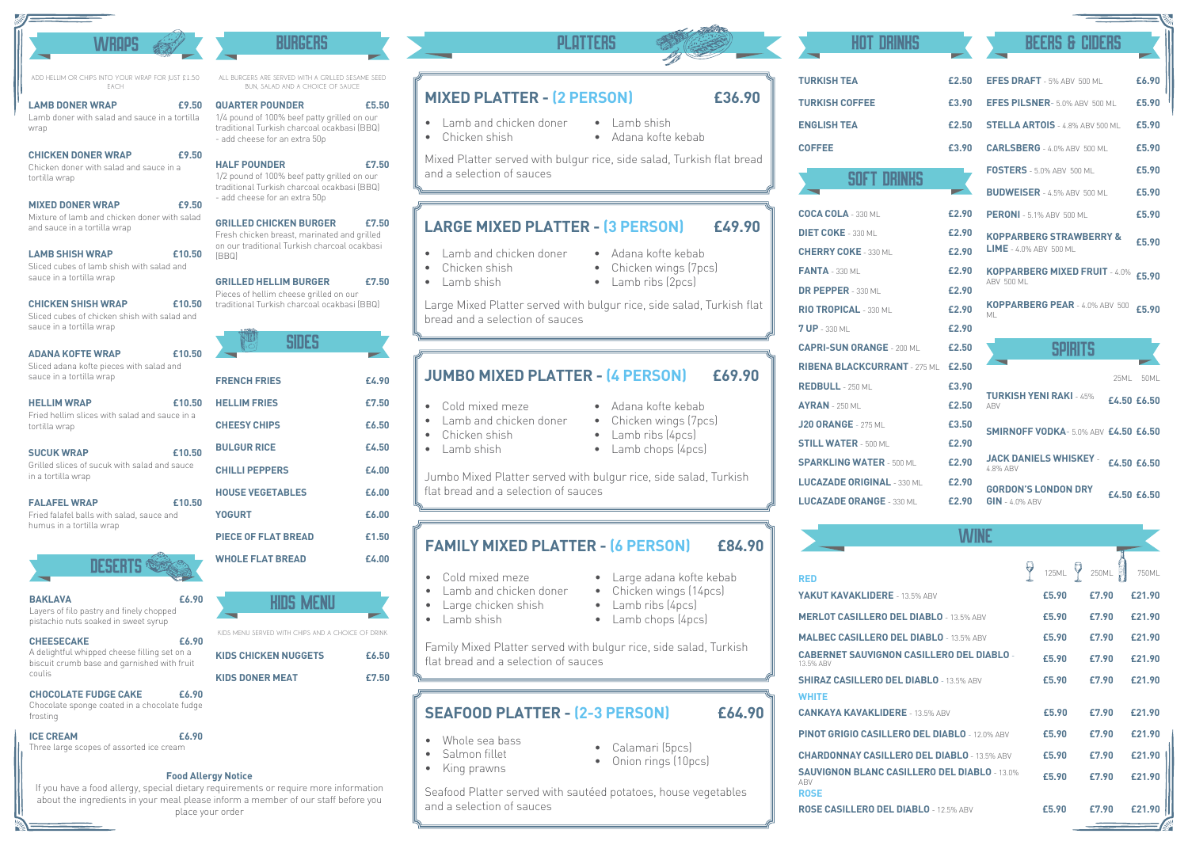## WRAPS

ADD HELLIM OR CHIPS INTO YOUR WRAP FOR JUST £1.50 EACH

**LAMB DONER WRAP** — £9.50
Lamb doner with salad and sauce in a tortilla wrap

**CHICKEN DONER WRAP** — £9.50
Chicken doner with salad and sauce in a tortilla wrap

**MIXED DONER WRAP** — £9.50
Mixture of lamb and chicken doner with salad and sauce in a tortilla wrap

**LAMB SHISH WRAP** — £10.50
Sliced cubes of lamb shish with salad and sauce in a tortilla wrap

**CHICKEN SHISH WRAP** — £10.50
Sliced cubes of chicken shish with salad and sauce in a tortilla wrap

**ADANA KOFTE WRAP** — £10.50
Sliced adana kofte pieces with salad and sauce in a tortilla wrap

**HELLIM WRAP** — £10.50
Fried hellim slices with salad and sauce in a tortilla wrap

**SUCUK WRAP** — £10.50
Grilled slices of sucuk with salad and sauce in a tortilla wrap

**FALAFEL WRAP** — £10.50
Fried falafel balls with salad, sauce and humus in a tortilla wrap

## DESERTS

**BAKLAVA** — £6.90
Layers of filo pastry and finely chopped pistachio nuts soaked in sweet syrup

**CHEESECAKE** — £6.90
A delightful whipped cheese filling set on a biscuit crumb base and garnished with fruit coulis

**CHOCOLATE FUDGE CAKE** — £6.90
Chocolate sponge coated in a chocolate fudge frosting

**ICE CREAM** — £6.90
Three large scopes of assorted ice cream

**Food Allergy Notice**
If you have a food allergy, special dietary requirements or require more information about the ingredients in your meal please inform a member of our staff before you place your order

## BURGERS

ALL BURGERS ARE SERVED WITH A GRILLED SESAME SEED BUN, SALAD AND A CHOICE OF SAUCE

**QUARTER POUNDER** — £5.50
1/4 pound of 100% beef patty grilled on our traditional Turkish charcoal ocakbasi (BBQ) - add cheese for an extra 50p

**HALF POUNDER** — £7.50
1/2 pound of 100% beef patty grilled on our traditional Turkish charcoal ocakbasi (BBQ) - add cheese for an extra 50p

**GRILLED CHICKEN BURGER** — £7.50
Fresh chicken breast, marinated and grilled on our traditional Turkish charcoal ocakbasi (BBQ)

**GRILLED HELLIM BURGER** — £7.50
Pieces of hellim cheese grilled on our traditional Turkish charcoal ocakbasi (BBQ)

## SIDES

| Item | Price |
|---|---|
| FRENCH FRIES | £4.90 |
| HELLIM FRIES | £7.50 |
| CHEESY CHIPS | £6.50 |
| BULGUR RICE | £4.50 |
| CHILLI PEPPERS | £4.00 |
| HOUSE VEGETABLES | £6.00 |
| YOGURT | £6.00 |
| PIECE OF FLAT BREAD | £1.50 |
| WHOLE FLAT BREAD | £4.00 |

## KIDS MENU

KIDS MENU SERVED WITH CHIPS AND A CHOICE OF DRINK

| Item | Price |
|---|---|
| KIDS CHICKEN NUGGETS | £6.50 |
| KIDS DONER MEAT | £7.50 |

## PLATTERS

### MIXED PLATTER - (2 PERSON) £36.90

- Lamb and chicken doner
- Chicken shish
- Lamb shish
- Adana kofte kebab

Mixed Platter served with bulgur rice, side salad, Turkish flat bread and a selection of sauces

### LARGE MIXED PLATTER - (3 PERSON) £49.90

- Lamb and chicken doner
- Chicken shish
- Lamb shish
- Adana kofte kebab
- Chicken wings (7pcs)
- Lamb ribs (2pcs)

Large Mixed Platter served with bulgur rice, side salad, Turkish flat bread and a selection of sauces

### JUMBO MIXED PLATTER - (4 PERSON) £69.90

- Cold mixed meze
- Lamb and chicken doner
- Chicken shish
- Lamb shish
- Adana kofte kebab
- Chicken wings (7pcs)
- Lamb ribs (4pcs)
- Lamb chops (4pcs)

Jumbo Mixed Platter served with bulgur rice, side salad, Turkish flat bread and a selection of sauces

### FAMILY MIXED PLATTER - (6 PERSON) £84.90

- Cold mixed meze
- Lamb and chicken doner
- Large chicken shish
- Lamb shish
- Large adana kofte kebab
- Chicken wings (14pcs)
- Lamb ribs (4pcs)
- Lamb chops (4pcs)

Family Mixed Platter served with bulgur rice, side salad, Turkish flat bread and a selection of sauces

### SEAFOOD PLATTER - (2-3 PERSON) £64.90

- Whole sea bass
- Salmon fillet
- King prawns
- Calamari (5pcs)
- Onion rings (10pcs)

Seafood Platter served with sautéed potatoes, house vegetables and a selection of sauces

## HOT DRINKS

| Item | Price |
|---|---|
| TURKISH TEA | £2.50 |
| TURKISH COFFEE | £3.90 |
| ENGLISH TEA | £2.50 |
| COFFEE | £3.90 |

## SOFT DRINKS

| Item | Price |
|---|---|
| COCA COLA - 330 ML | £2.90 |
| DIET COKE - 330 ML | £2.90 |
| CHERRY COKE - 330 ML | £2.90 |
| FANTA - 330 ML | £2.90 |
| DR PEPPER - 330 ML | £2.90 |
| RIO TROPICAL - 330 ML | £2.90 |
| 7 UP - 330 ML | £2.90 |
| CAPRI-SUN ORANGE - 200 ML | £2.50 |
| RIBENA BLACKCURRANT - 275 ML | £2.50 |
| REDBULL - 250 ML | £3.90 |
| AYRAN - 250 ML | £2.50 |
| J20 ORANGE - 275 ML | £3.50 |
| STILL WATER - 500 ML | £2.90 |
| SPARKLING WATER - 500 ML | £2.90 |
| LUCAZADE ORIGINAL - 330 ML | £2.90 |
| LUCAZADE ORANGE - 330 ML | £2.90 |

## BEERS & CIDERS

| Item | Price |
|---|---|
| EFES DRAFT - 5% ABV 500 ML | £6.90 |
| EFES PILSNER - 5.0% ABV 500 ML | £5.90 |
| STELLA ARTOIS - 4.8% ABV 500 ML | £5.90 |
| CARLSBERG - 4.0% ABV 500 ML | £5.90 |
| FOSTERS - 5.0% ABV 500 ML | £5.90 |
| BUDWEISER - 4.5% ABV 500 ML | £5.90 |
| PERONI - 5.1% ABV 500 ML | £5.90 |
| KOPPARBERG STRAWBERRY & LIME - 4.0% ABV 500 ML | £5.90 |
| KOPPARBERG MIXED FRUIT - 4.0% ABV 500 ML | £5.90 |
| KOPPARBERG PEAR - 4.0% ABV 500 ML | £5.90 |

## SPIRITS

| Item | 25ML | 50ML |
|---|---|---|
| TURKISH YENI RAKI - 45% ABV | £4.50 | £6.50 |
| SMIRNOFF VODKA - 5.0% ABV | £4.50 | £6.50 |
| JACK DANIELS WHISKEY - 4.8% ABV | £4.50 | £6.50 |
| GORDON'S LONDON DRY GIN - 4.0% ABV | £4.50 | £6.50 |

## WINE

| | 125ML | 250ML | 750ML |
|---|---|---|---|
| **RED** | | | |
| YAKUT KAVAKLIDERE - 13.5% ABV | £5.90 | £7.90 | £21.90 |
| MERLOT CASILLERO DEL DIABLO - 13.5% ABV | £5.90 | £7.90 | £21.90 |
| MALBEC CASILLERO DEL DIABLO - 13.5% ABV | £5.90 | £7.90 | £21.90 |
| CABERNET SAUVIGNON CASILLERO DEL DIABLO - 13.5% ABV | £5.90 | £7.90 | £21.90 |
| SHIRAZ CASILLERO DEL DIABLO - 13.5% ABV | £5.90 | £7.90 | £21.90 |
| **WHITE** | | | |
| CANKAYA KAVAKLIDERE - 13.5% ABV | £5.90 | £7.90 | £21.90 |
| PINOT GRIGIO CASILLERO DEL DIABLO - 12.0% ABV | £5.90 | £7.90 | £21.90 |
| CHARDONNAY CASILLERO DEL DIABLO - 13.5% ABV | £5.90 | £7.90 | £21.90 |
| SAUVIGNON BLANC CASILLERO DEL DIABLO - 13.0% ABV | £5.90 | £7.90 | £21.90 |
| **ROSE** | | | |
| ROSE CASILLERO DEL DIABLO - 12.5% ABV | £5.90 | £7.90 | £21.90 |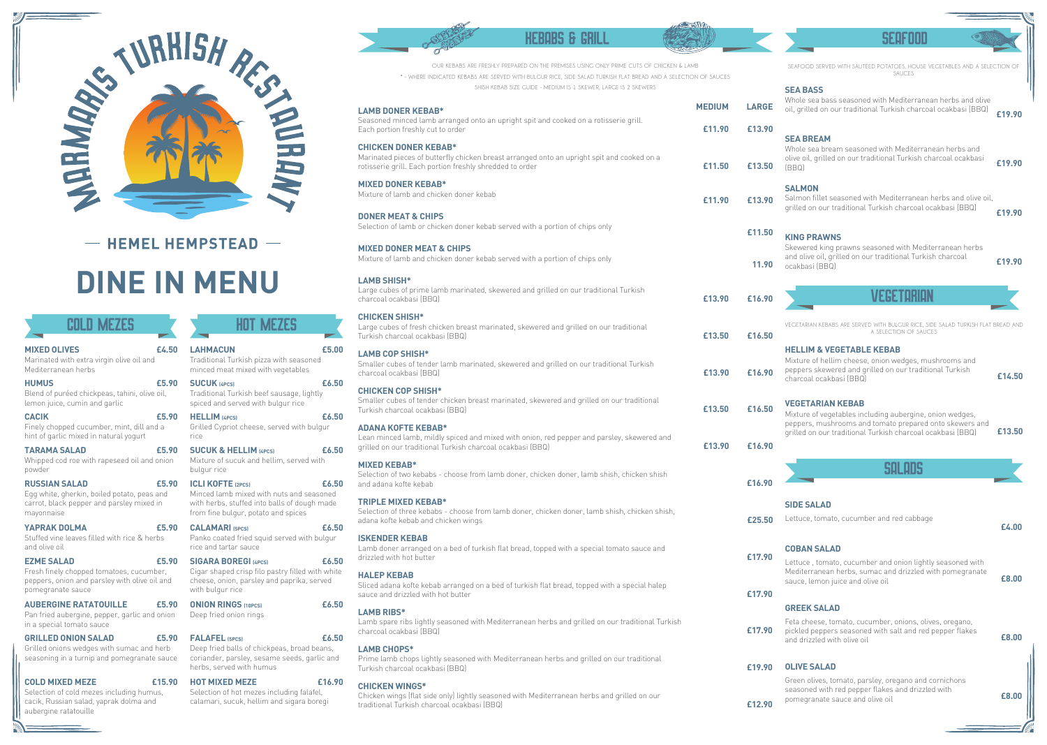# MARMARIS TURKISH RESTAURANT

## — HEMEL HEMPSTEAD —

# DINE IN MENU

## COLD MEZES

**MIXED OLIVES** £4.50
Marinated with extra virgin olive oil and Mediterranean herbs

**HUMUS** £5.90
Blend of puréed chickpeas, tahini, olive oil, lemon juice, cumin and garlic

**CACIK** £5.90
Finely chopped cucumber, mint, dill and a hint of garlic mixed in natural yogurt

**TARAMA SALAD** £5.90
Whipped cod roe with rapeseed oil and onion powder

**RUSSIAN SALAD** £5.90
Egg white, gherkin, boiled potato, peas and carrot, black pepper and parsley mixed in mayonnaise

**YAPRAK DOLMA** £5.90
Stuffed vine leaves filled with rice & herbs and olive oil

**EZME SALAD** £5.90
Fresh finely chopped tomatoes, cucumber, peppers, onion and parsley with olive oil and pomegranate sauce

**AUBERGINE RATATOUILLE** £5.90
Pan fried aubergine, pepper, garlic and onion in a special tomato sauce

**GRILLED ONION SALAD** £5.90
Grilled onions wedges with sumac and herb seasoning in a turnip and pomegranate sauce

**COLD MIXED MEZE** £15.90
Selection of cold mezes including humus, cacik, Russian salad, yaprak dolma and aubergine ratatouille

## HOT MEZES

**LAHMACUN** £5.00
Traditional Turkish pizza with seasoned minced meat mixed with vegetables

**SUCUK (4PCS)** £6.50
Traditional Turkish beef sausage, lightly spiced and served with bulgur rice

**HELLIM (4PCS)** £6.50
Grilled Cypriot cheese, served with bulgur rice

**SUCUK & HELLIM (4PCS)** £6.50
Mixture of sucuk and hellim, served with bulgur rice

**ICLI KOFTE (2PCS)** £6.50
Minced lamb mixed with nuts and seasoned with herbs, stuffed into balls of dough made from fine bulgur, potato and spices

**CALAMARI (5PCS)** £6.50
Panko coated fried squid served with bulgur rice and tartar sauce

**SIGARA BOREGI (4PCS)** £6.50
Cigar shaped crisp filo pastry filled with white cheese, onion, parsley and paprika, served with bulgur rice

**ONION RINGS (10PCS)** £6.50
Deep fried onion rings

**FALAFEL (5PCS)** £6.50
Deep fried balls of chickpeas, broad beans, coriander, parsley, sesame seeds, garlic and herbs, served with humus

**HOT MIXED MEZE** £16.90
Selection of hot mezes including falafel, calamari, sucuk, hellim and sigara boregi

## KEBABS & GRILL

OUR KEBABS ARE FRESHLY PREPARED ON THE PREMISES USING ONLY PRIME CUTS OF CHICKEN & LAMB

* - WHERE INDICATED KEBABS ARE SERVED WITH BULGUR RICE, SIDE SALAD TURKISH FLAT BREAD AND A SELECTION OF SAUCES

SHISH KEBAB SIZE GUIDE - MEDIUM IS 1 SKEWER, LARGE IS 2 SKEWERS

| | MEDIUM | LARGE |
|---|---|---|
| **LAMB DONER KEBAB***<br>Seasoned minced lamb arranged onto an upright spit and cooked on a rotisserie grill. Each portion freshly cut to order | £11.90 | £13.90 |
| **CHICKEN DONER KEBAB***<br>Marinated pieces of butterfly chicken breast arranged onto an upright spit and cooked on a rotisserie grill. Each portion freshly shredded to order | £11.50 | £13.50 |
| **MIXED DONER KEBAB***<br>Mixture of lamb and chicken doner kebab | £11.90 | £13.90 |
| **DONER MEAT & CHIPS**<br>Selection of lamb or chicken doner kebab served with a portion of chips only | | £11.50 |
| **MIXED DONER MEAT & CHIPS**<br>Mixture of lamb and chicken doner kebab served with a portion of chips only | | 11.90 |
| **LAMB SHISH***<br>Large cubes of prime lamb marinated, skewered and grilled on our traditional Turkish charcoal ocakbasi (BBQ) | £13.90 | £16.90 |
| **CHICKEN SHISH***<br>Large cubes of fresh chicken breast marinated, skewered and grilled on our traditional Turkish charcoal ocakbasi (BBQ) | £13.50 | £16.50 |
| **LAMB COP SHISH***<br>Smaller cubes of tender lamb marinated, skewered and grilled on our traditional Turkish charcoal ocakbasi (BBQ) | £13.90 | £16.90 |
| **CHICKEN COP SHISH***<br>Smaller cubes of tender chicken breast marinated, skewered and grilled on our traditional Turkish charcoal ocakbasi (BBQ) | £13.50 | £16.50 |
| **ADANA KOFTE KEBAB***<br>Lean minced lamb, mildly spiced and mixed with onion, red pepper and parsley, skewered and grilled on our traditional Turkish charcoal ocakbasi (BBQ) | £13.90 | £16.90 |
| **MIXED KEBAB***<br>Selection of two kebabs - choose from lamb doner, chicken doner, lamb shish, chicken shish and adana kofte kebab | | £16.90 |
| **TRIPLE MIXED KEBAB***<br>Selection of three kebabs - choose from lamb doner, chicken doner, lamb shish, chicken shish, adana kofte kebab and chicken wings | | £25.50 |
| **ISKENDER KEBAB**<br>Lamb doner arranged on a bed of turkish flat bread, topped with a special tomato sauce and drizzled with hot butter | | £17.90 |
| **HALEP KEBAB**<br>Sliced adana kofte kebab arranged on a bed of turkish flat bread, topped with a special halep sauce and drizzled with hot butter | | £17.90 |
| **LAMB RIBS***<br>Lamb spare ribs lightly seasoned with Mediterranean herbs and grilled on our traditional Turkish charcoal ocakbasi (BBQ) | | £17.90 |
| **LAMB CHOPS***<br>Prime lamb chops lightly seasoned with Mediterranean herbs and grilled on our traditional Turkish charcoal ocakbasi (BBQ) | | £19.90 |
| **CHICKEN WINGS***<br>Chicken wings (flat side only) lightly seasoned with Mediterranean herbs and grilled on our traditional Turkish charcoal ocakbasi (BBQ) | | £12.90 |

## SEAFOOD

SEAFOOD SERVED WITH SAUTÉED POTATOES, HOUSE VEGETABLES AND A SELECTION OF SAUCES

**SEA BASS** £19.90
Whole sea bass seasoned with Mediterranean herbs and olive oil, grilled on our traditional Turkish charcoal ocakbasi (BBQ)

**SEA BREAM** £19.90
Whole sea bream seasoned with Mediterranean herbs and olive oil, grilled on our traditional Turkish charcoal ocakbasi (BBQ)

**SALMON** £19.90
Salmon fillet seasoned with Mediterranean herbs and olive oil, grilled on our traditional Turkish charcoal ocakbasi (BBQ)

**KING PRAWNS** £19.90
Skewered king prawns seasoned with Mediterranean herbs and olive oil, grilled on our traditional Turkish charcoal ocakbasi (BBQ)

## VEGETARIAN

VEGETARIAN KEBABS ARE SERVED WITH BULGUR RICE, SIDE SALAD TURKISH FLAT BREAD AND A SELECTION OF SAUCES

**HELLIM & VEGETABLE KEBAB** £14.50
Mixture of hellim cheese, onion wedges, mushrooms and peppers skewered and grilled on our traditional Turkish charcoal ocakbasi (BBQ)

**VEGETARIAN KEBAB** £13.50
Mixture of vegetables including aubergine, onion wedges, peppers, mushrooms and tomato prepared onto skewers and grilled on our traditional Turkish charcoal ocakbasi (BBQ)

## SALADS

**SIDE SALAD** £4.00
Lettuce, tomato, cucumber and red cabbage

**COBAN SALAD** £8.00
Lettuce , tomato, cucumber and onion lightly seasoned with Mediterranean herbs, sumac and drizzled with pomegranate sauce, lemon juice and olive oil

**GREEK SALAD** £8.00
Feta cheese, tomato, cucumber, onions, olives, oregano, pickled peppers seasoned with salt and red pepper flakes and drizzled with olive oil

**OLIVE SALAD** £8.00
Green olives, tomato, parsley, oregano and cornichons seasoned with red pepper flakes and drizzled with pomegranate sauce and olive oil